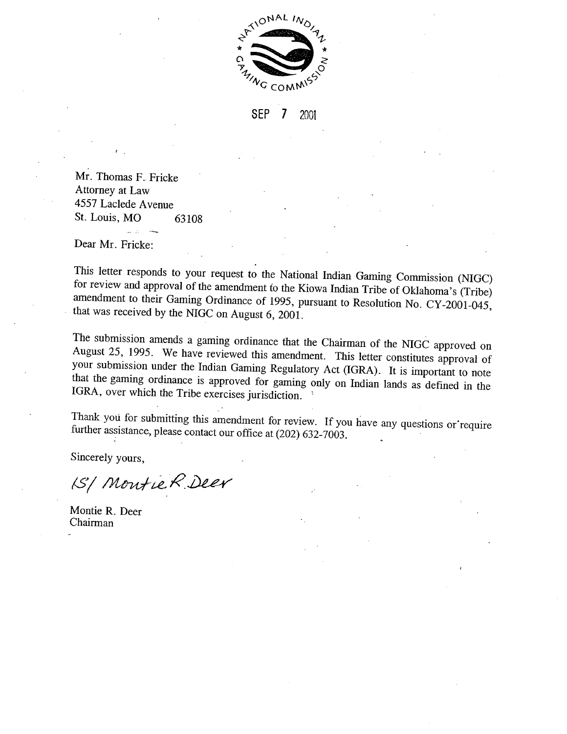NATIONAL INDIAN GAMING COMMISSION

SEP 7 2001

Mr. Thomas F. Fricke
Attorney at Law
4557 Laclede Avenue
St. Louis, MO 63108

Dear Mr. Fricke:

This letter responds to your request to the National Indian Gaming Commission (NIGC) for review and approval of the amendment to the Kiowa Indian Tribe of Oklahoma's (Tribe) amendment to their Gaming Ordinance of 1995, pursuant to Resolution No. CY-2001-045, that was received by the NIGC on August 6, 2001.

The submission amends a gaming ordinance that the Chairman of the NIGC approved on August 25, 1995. We have reviewed this amendment. This letter constitutes approval of your submission under the Indian Gaming Regulatory Act (IGRA). It is important to note that the gaming ordinance is approved for gaming only on Indian lands as defined in the IGRA, over which the Tribe exercises jurisdiction.

Thank you for submitting this amendment for review. If you have any questions or require further assistance, please contact our office at (202) 632-7003.

Sincerely yours,

/S/ Montie R. Deer

Montie R. Deer
Chairman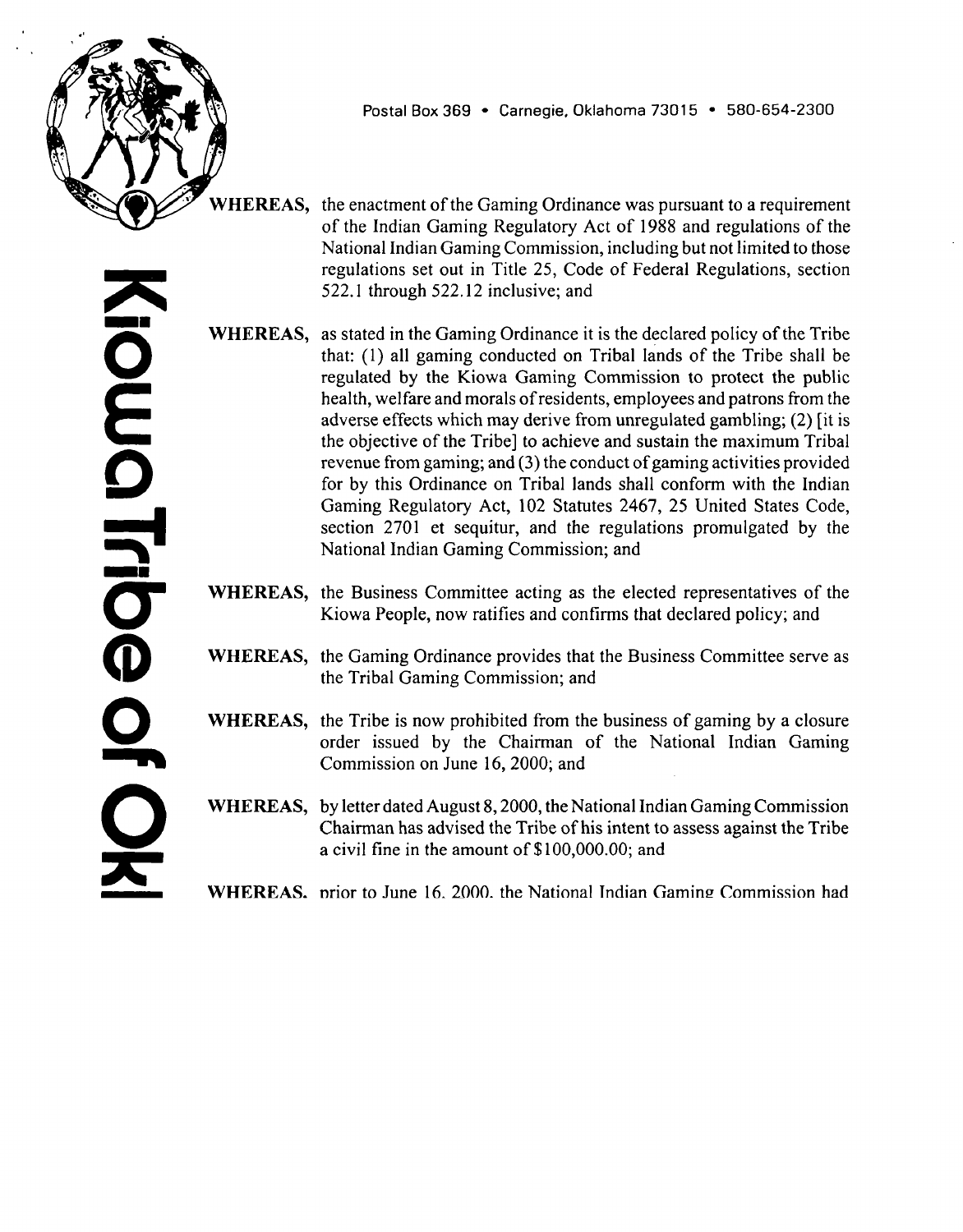Postal Box 369 • Carnegie, Oklahoma 73015 • 580-654-2300

**WHEREAS,** the enactment of the Gaming Ordinance was pursuant to a requirement of the Indian Gaming Regulatory Act of 1988 and regulations of the National Indian Gaming Commission, including but not limited to those regulations set out in Title 25, Code of Federal Regulations, section 522.1 through 522.12 inclusive; and

**WHEREAS,** as stated in the Gaming Ordinance it is the declared policy of the Tribe that: (1) all gaming conducted on Tribal lands of the Tribe shall be regulated by the Kiowa Gaming Commission to protect the public health, welfare and morals of residents, employees and patrons from the adverse effects which may derive from unregulated gambling; (2) [it is the objective of the Tribe] to achieve and sustain the maximum Tribal revenue from gaming; and (3) the conduct of gaming activities provided for by this Ordinance on Tribal lands shall conform with the Indian Gaming Regulatory Act, 102 Statutes 2467, 25 United States Code, section 2701 et sequitur, and the regulations promulgated by the National Indian Gaming Commission; and

**WHEREAS,** the Business Committee acting as the elected representatives of the Kiowa People, now ratifies and confirms that declared policy; and

**WHEREAS,** the Gaming Ordinance provides that the Business Committee serve as the Tribal Gaming Commission; and

**WHEREAS,** the Tribe is now prohibited from the business of gaming by a closure order issued by the Chairman of the National Indian Gaming Commission on June 16, 2000; and

**WHEREAS,** by letter dated August 8, 2000, the National Indian Gaming Commission Chairman has advised the Tribe of his intent to assess against the Tribe a civil fine in the amount of $100,000.00; and

**WHEREAS,** prior to June 16, 2000, the National Indian Gaming Commission had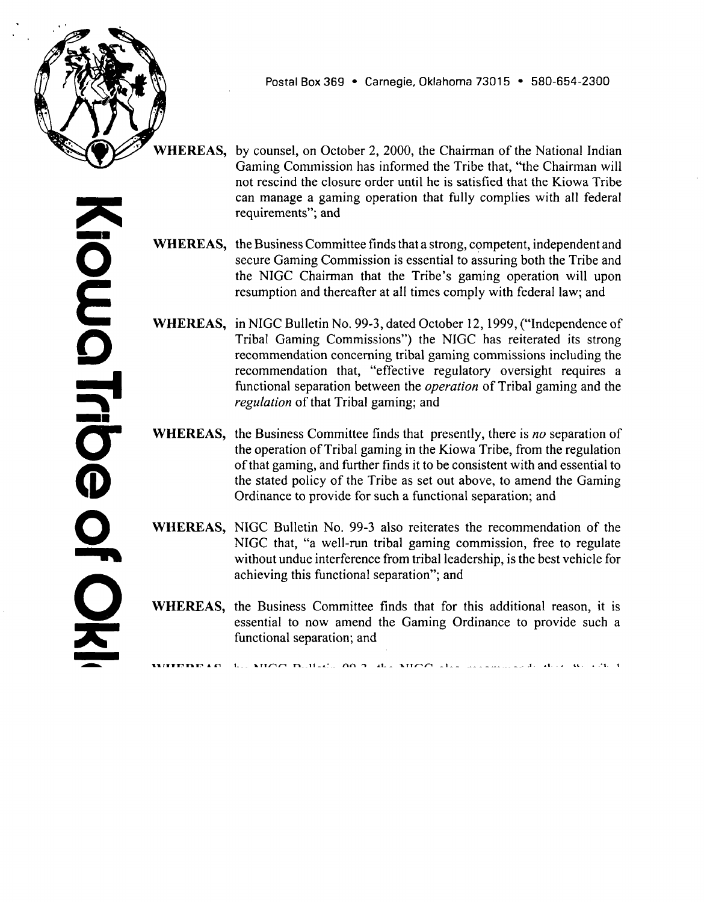Postal Box 369 • Carnegie, Oklahoma 73015 • 580-654-2300

**WHEREAS,** by counsel, on October 2, 2000, the Chairman of the National Indian Gaming Commission has informed the Tribe that, "the Chairman will not rescind the closure order until he is satisfied that the Kiowa Tribe can manage a gaming operation that fully complies with all federal requirements"; and

**WHEREAS,** the Business Committee finds that a strong, competent, independent and secure Gaming Commission is essential to assuring both the Tribe and the NIGC Chairman that the Tribe's gaming operation will upon resumption and thereafter at all times comply with federal law; and

**WHEREAS,** in NIGC Bulletin No. 99-3, dated October 12, 1999, ("Independence of Tribal Gaming Commissions") the NIGC has reiterated its strong recommendation concerning tribal gaming commissions including the recommendation that, "effective regulatory oversight requires a functional separation between the *operation* of Tribal gaming and the *regulation* of that Tribal gaming; and

**WHEREAS,** the Business Committee finds that presently, there is *no* separation of the operation of Tribal gaming in the Kiowa Tribe, from the regulation of that gaming, and further finds it to be consistent with and essential to the stated policy of the Tribe as set out above, to amend the Gaming Ordinance to provide for such a functional separation; and

**WHEREAS,** NIGC Bulletin No. 99-3 also reiterates the recommendation of the NIGC that, "a well-run tribal gaming commission, free to regulate without undue interference from tribal leadership, is the best vehicle for achieving this functional separation"; and

**WHEREAS,** the Business Committee finds that for this additional reason, it is essential to now amend the Gaming Ordinance to provide such a functional separation; and

**WHEREAS,** by NIGC Bulletin 99-3, the NIGC also recommends that, "a tribal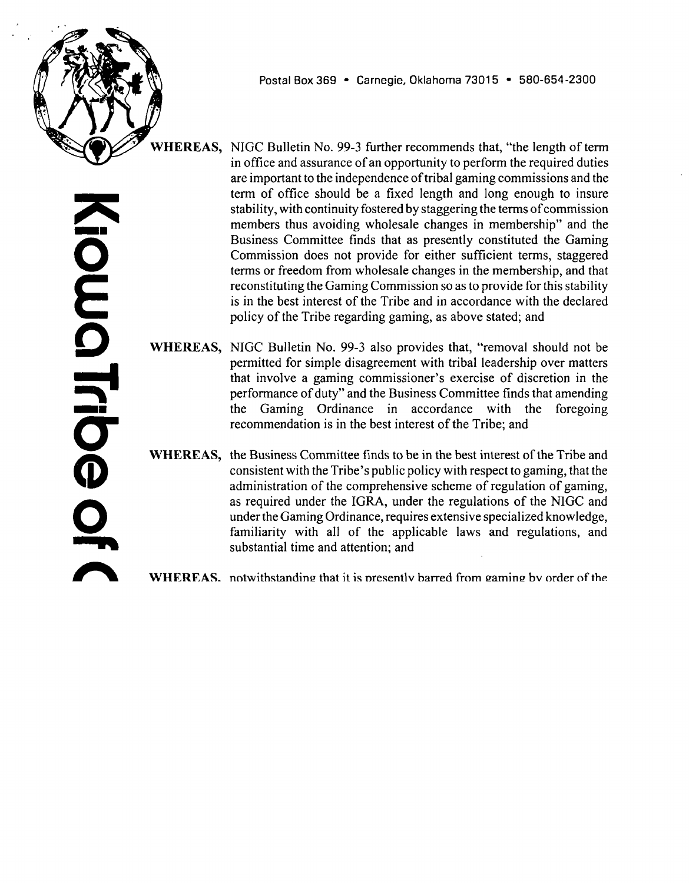**WHEREAS,** NIGC Bulletin No. 99-3 further recommends that, "the length of term in office and assurance of an opportunity to perform the required duties are important to the independence of tribal gaming commissions and the term of office should be a fixed length and long enough to insure stability, with continuity fostered by staggering the terms of commission members thus avoiding wholesale changes in membership" and the Business Committee finds that as presently constituted the Gaming Commission does not provide for either sufficient terms, staggered terms or freedom from wholesale changes in the membership, and that reconstituting the Gaming Commission so as to provide for this stability is in the best interest of the Tribe and in accordance with the declared policy of the Tribe regarding gaming, as above stated; and

**WHEREAS,** NIGC Bulletin No. 99-3 also provides that, "removal should not be permitted for simple disagreement with tribal leadership over matters that involve a gaming commissioner's exercise of discretion in the performance of duty" and the Business Committee finds that amending the Gaming Ordinance in accordance with the foregoing recommendation is in the best interest of the Tribe; and

**WHEREAS,** the Business Committee finds to be in the best interest of the Tribe and consistent with the Tribe's public policy with respect to gaming, that the administration of the comprehensive scheme of regulation of gaming, as required under the IGRA, under the regulations of the NIGC and under the Gaming Ordinance, requires extensive specialized knowledge, familiarity with all of the applicable laws and regulations, and substantial time and attention; and

**WHEREAS,** notwithstanding that it is presently barred from gaming by order of the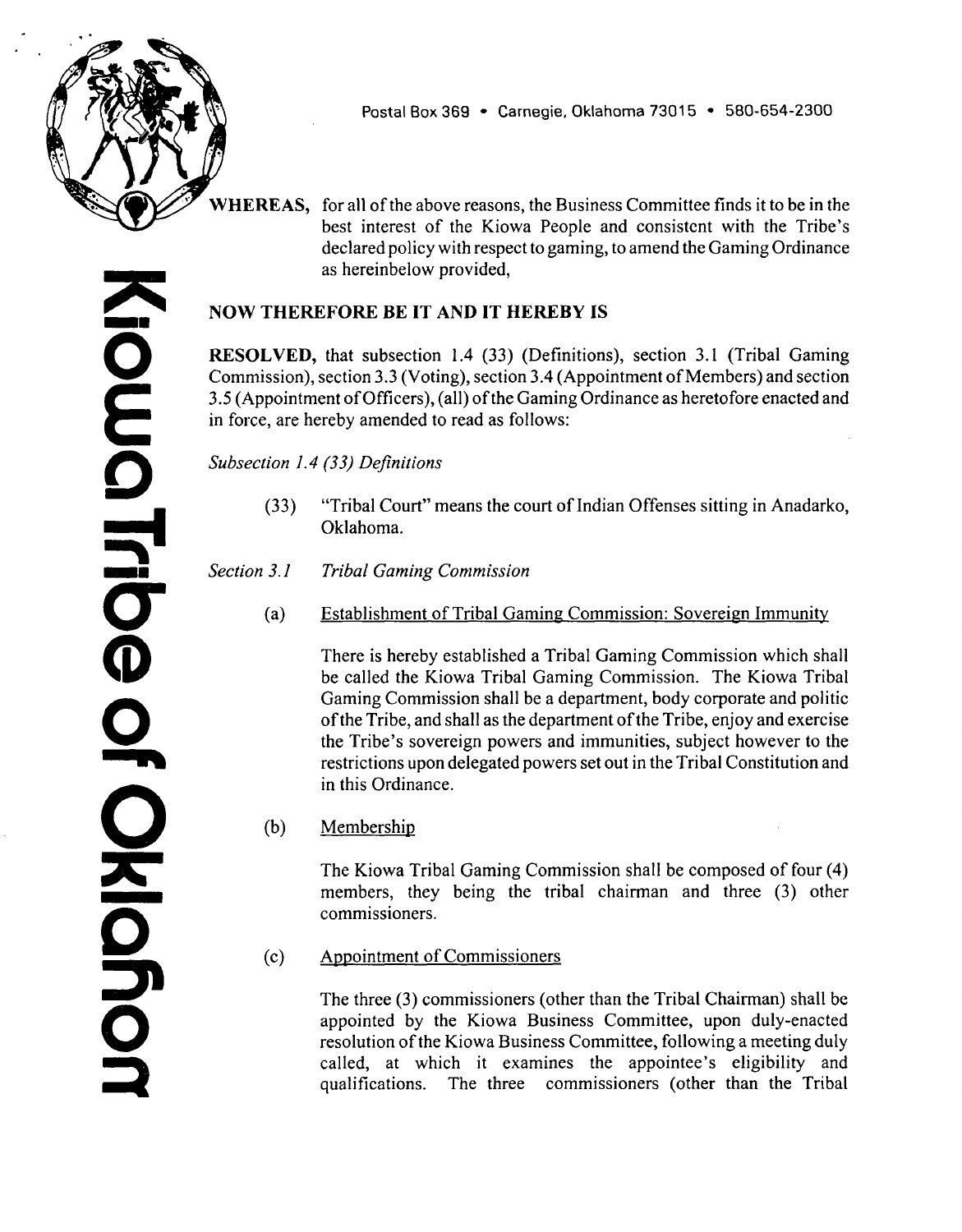WHEREAS, for all of the above reasons, the Business Committee finds it to be in the best interest of the Kiowa People and consistent with the Tribe's declared policy with respect to gaming, to amend the Gaming Ordinance as hereinbelow provided,

**NOW THEREFORE BE IT AND IT HEREBY IS**

**RESOLVED,** that subsection 1.4 (33) (Definitions), section 3.1 (Tribal Gaming Commission), section 3.3 (Voting), section 3.4 (Appointment of Members) and section 3.5 (Appointment of Officers), (all) of the Gaming Ordinance as heretofore enacted and in force, are hereby amended to read as follows:

*Subsection 1.4 (33) Definitions*

(33) "Tribal Court" means the court of Indian Offenses sitting in Anadarko, Oklahoma.

*Section 3.1 Tribal Gaming Commission*

(a) Establishment of Tribal Gaming Commission: Sovereign Immunity

There is hereby established a Tribal Gaming Commission which shall be called the Kiowa Tribal Gaming Commission. The Kiowa Tribal Gaming Commission shall be a department, body corporate and politic of the Tribe, and shall as the department of the Tribe, enjoy and exercise the Tribe's sovereign powers and immunities, subject however to the restrictions upon delegated powers set out in the Tribal Constitution and in this Ordinance.

(b) Membership

The Kiowa Tribal Gaming Commission shall be composed of four (4) members, they being the tribal chairman and three (3) other commissioners.

(c) Appointment of Commissioners

The three (3) commissioners (other than the Tribal Chairman) shall be appointed by the Kiowa Business Committee, upon duly-enacted resolution of the Kiowa Business Committee, following a meeting duly called, at which it examines the appointee's eligibility and qualifications. The three commissioners (other than the Tribal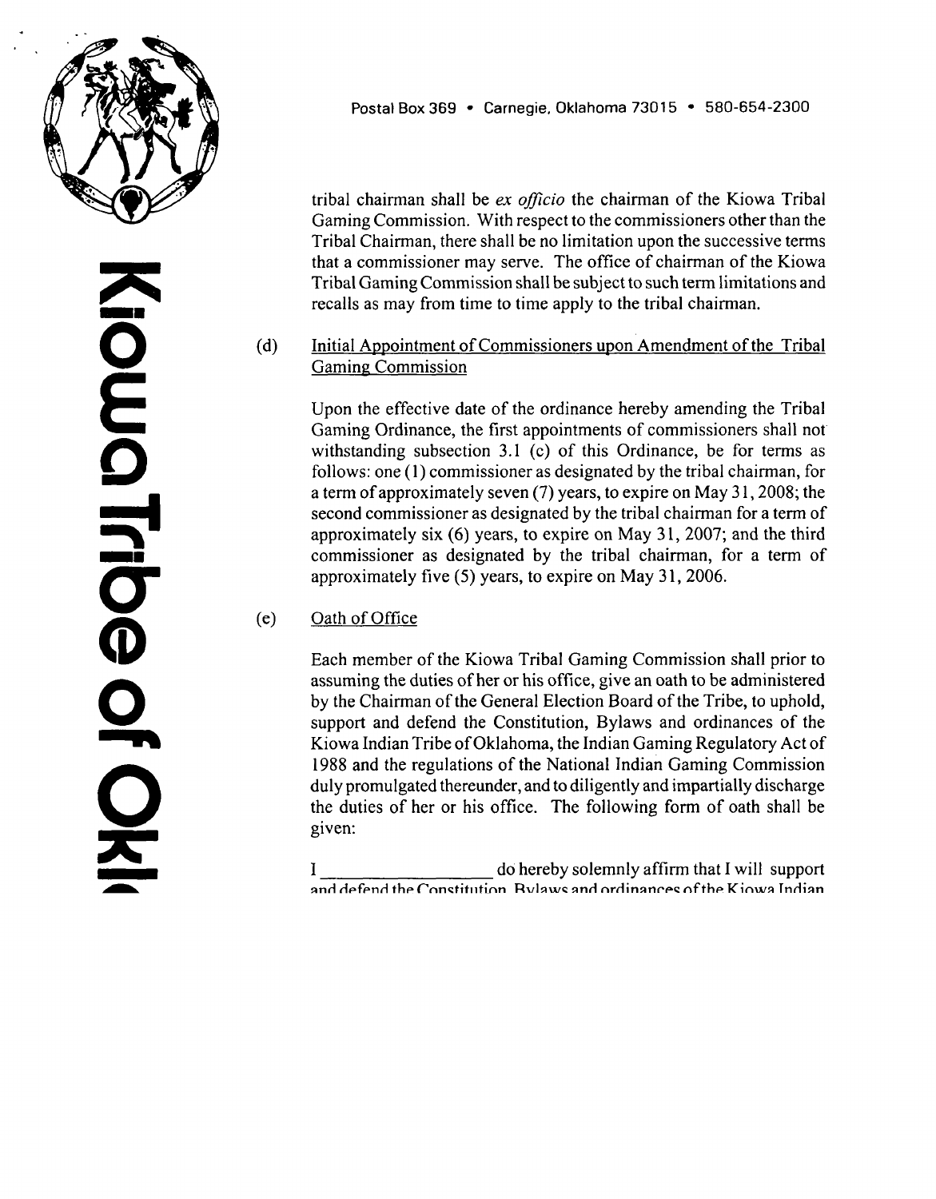tribal chairman shall be *ex officio* the chairman of the Kiowa Tribal Gaming Commission. With respect to the commissioners other than the Tribal Chairman, there shall be no limitation upon the successive terms that a commissioner may serve. The office of chairman of the Kiowa Tribal Gaming Commission shall be subject to such term limitations and recalls as may from time to time apply to the tribal chairman.

(d) Initial Appointment of Commissioners upon Amendment of the Tribal Gaming Commission

Upon the effective date of the ordinance hereby amending the Tribal Gaming Ordinance, the first appointments of commissioners shall not withstanding subsection 3.1 (c) of this Ordinance, be for terms as follows: one (1) commissioner as designated by the tribal chairman, for a term of approximately seven (7) years, to expire on May 31, 2008; the second commissioner as designated by the tribal chairman for a term of approximately six (6) years, to expire on May 31, 2007; and the third commissioner as designated by the tribal chairman, for a term of approximately five (5) years, to expire on May 31, 2006.

(e) Oath of Office

Each member of the Kiowa Tribal Gaming Commission shall prior to assuming the duties of her or his office, give an oath to be administered by the Chairman of the General Election Board of the Tribe, to uphold, support and defend the Constitution, Bylaws and ordinances of the Kiowa Indian Tribe of Oklahoma, the Indian Gaming Regulatory Act of 1988 and the regulations of the National Indian Gaming Commission duly promulgated thereunder, and to diligently and impartially discharge the duties of her or his office. The following form of oath shall be given:

I \_\_\_\_\_\_\_\_\_\_\_\_\_\_\_\_\_\_ do hereby solemnly affirm that I will support and defend the Constitution, Bylaws and ordinances of the Kiowa Indian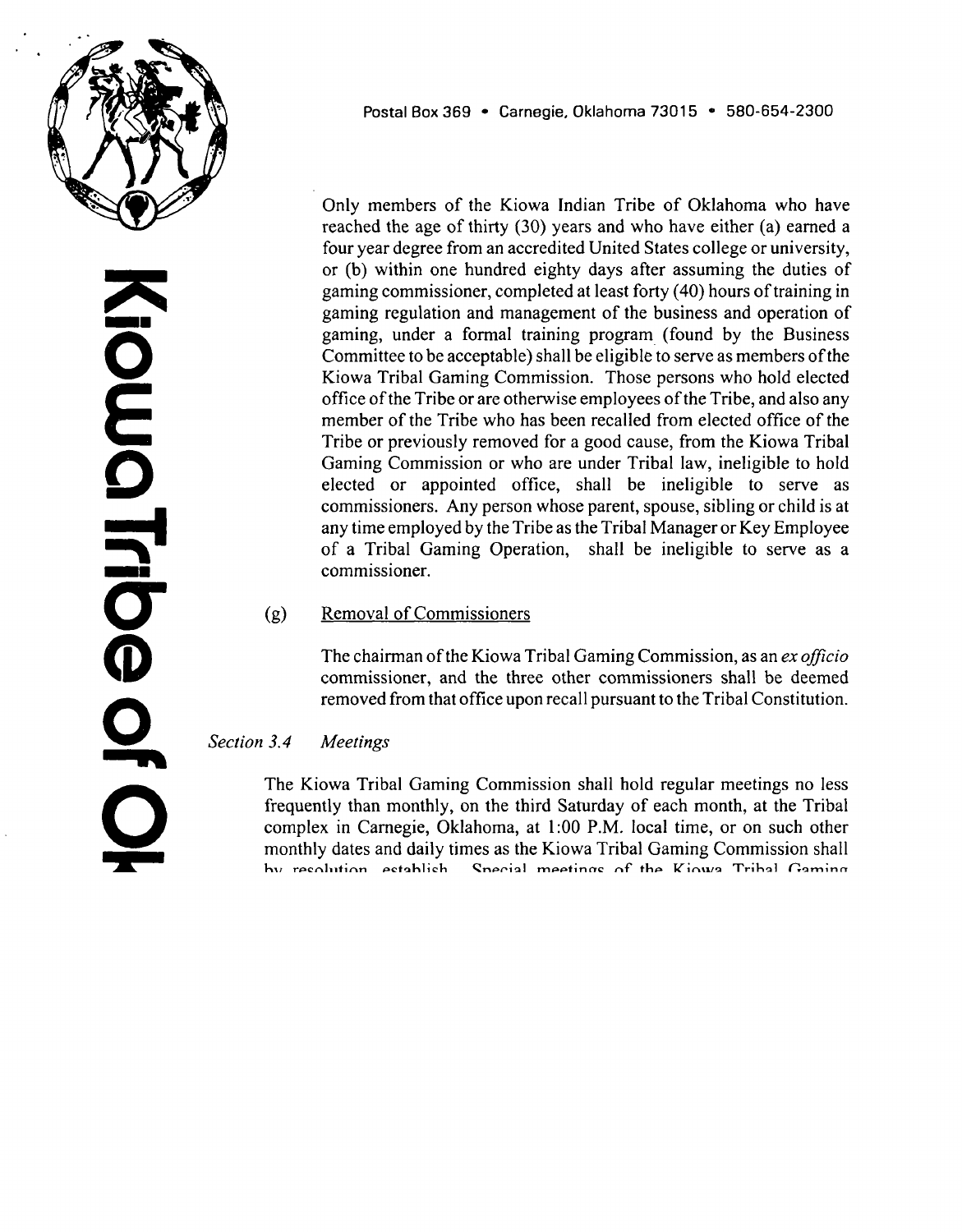Only members of the Kiowa Indian Tribe of Oklahoma who have reached the age of thirty (30) years and who have either (a) earned a four year degree from an accredited United States college or university, or (b) within one hundred eighty days after assuming the duties of gaming commissioner, completed at least forty (40) hours of training in gaming regulation and management of the business and operation of gaming, under a formal training program (found by the Business Committee to be acceptable) shall be eligible to serve as members of the Kiowa Tribal Gaming Commission. Those persons who hold elected office of the Tribe or are otherwise employees of the Tribe, and also any member of the Tribe who has been recalled from elected office of the Tribe or previously removed for a good cause, from the Kiowa Tribal Gaming Commission or who are under Tribal law, ineligible to hold elected or appointed office, shall be ineligible to serve as commissioners. Any person whose parent, spouse, sibling or child is at any time employed by the Tribe as the Tribal Manager or Key Employee of a Tribal Gaming Operation, shall be ineligible to serve as a commissioner.

(g) Removal of Commissioners

The chairman of the Kiowa Tribal Gaming Commission, as an *ex officio* commissioner, and the three other commissioners shall be deemed removed from that office upon recall pursuant to the Tribal Constitution.

*Section 3.4 Meetings*

The Kiowa Tribal Gaming Commission shall hold regular meetings no less frequently than monthly, on the third Saturday of each month, at the Tribal complex in Carnegie, Oklahoma, at 1:00 P.M. local time, or on such other monthly dates and daily times as the Kiowa Tribal Gaming Commission shall by resolution establish. Special meetings of the Kiowa Tribal Gaming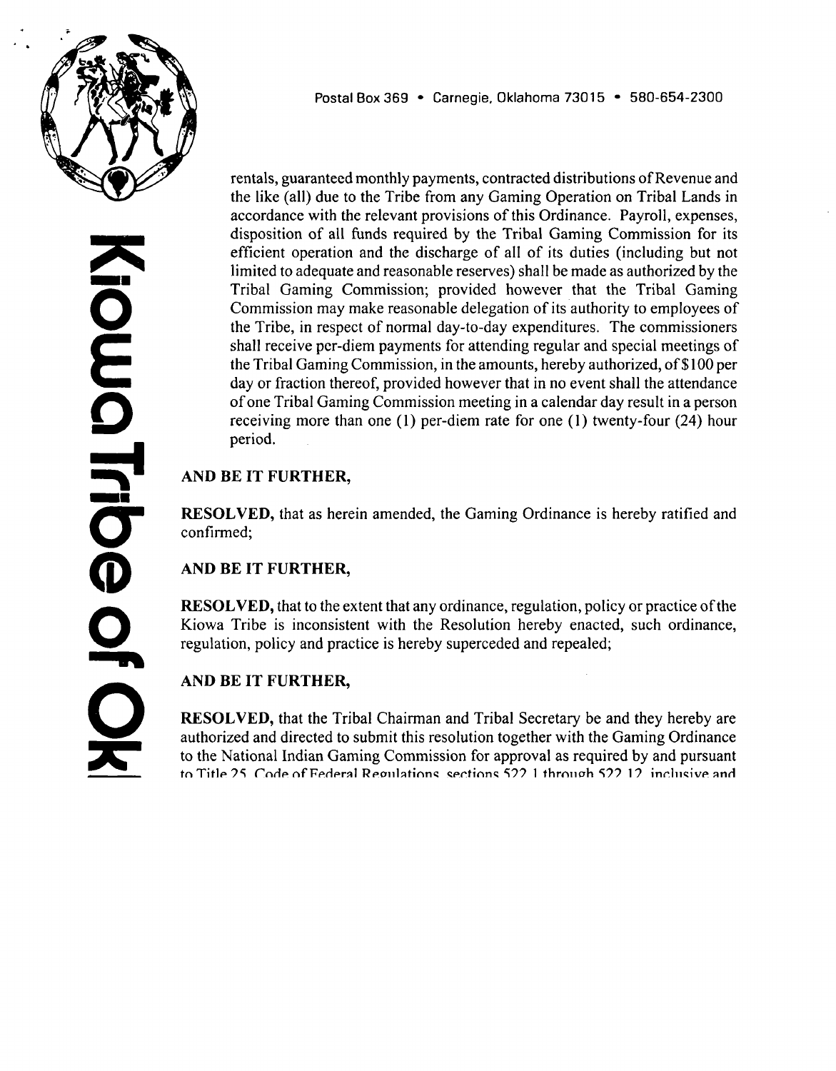rentals, guaranteed monthly payments, contracted distributions of Revenue and the like (all) due to the Tribe from any Gaming Operation on Tribal Lands in accordance with the relevant provisions of this Ordinance. Payroll, expenses, disposition of all funds required by the Tribal Gaming Commission for its efficient operation and the discharge of all of its duties (including but not limited to adequate and reasonable reserves) shall be made as authorized by the Tribal Gaming Commission; provided however that the Tribal Gaming Commission may make reasonable delegation of its authority to employees of the Tribe, in respect of normal day-to-day expenditures. The commissioners shall receive per-diem payments for attending regular and special meetings of the Tribal Gaming Commission, in the amounts, hereby authorized, of $100 per day or fraction thereof, provided however that in no event shall the attendance of one Tribal Gaming Commission meeting in a calendar day result in a person receiving more than one (1) per-diem rate for one (1) twenty-four (24) hour period.

**AND BE IT FURTHER,**

**RESOLVED,** that as herein amended, the Gaming Ordinance is hereby ratified and confirmed;

**AND BE IT FURTHER,**

**RESOLVED,** that to the extent that any ordinance, regulation, policy or practice of the Kiowa Tribe is inconsistent with the Resolution hereby enacted, such ordinance, regulation, policy and practice is hereby superceded and repealed;

**AND BE IT FURTHER,**

**RESOLVED,** that the Tribal Chairman and Tribal Secretary be and they hereby are authorized and directed to submit this resolution together with the Gaming Ordinance to the National Indian Gaming Commission for approval as required by and pursuant to Title 25, Code of Federal Regulations, sections 522.1 through 522.12, inclusive and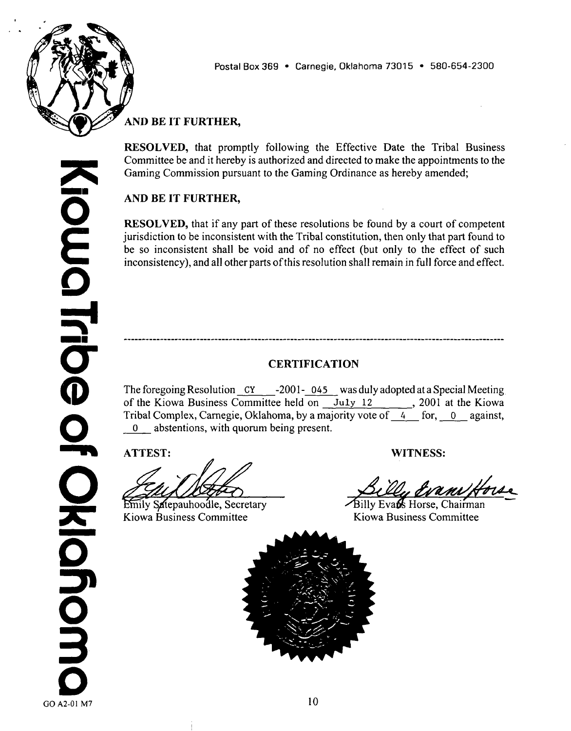Postal Box 369 • Carnegie, Oklahoma 73015 • 580-654-2300

**AND BE IT FURTHER,**

**RESOLVED,** that promptly following the Effective Date the Tribal Business Committee be and it hereby is authorized and directed to make the appointments to the Gaming Commission pursuant to the Gaming Ordinance as hereby amended;

**AND BE IT FURTHER,**

**RESOLVED,** that if any part of these resolutions be found by a court of competent jurisdiction to be inconsistent with the Tribal constitution, then only that part found to be so inconsistent shall be void and of no effect (but only to the effect of such inconsistency), and all other parts of this resolution shall remain in full force and effect.

---

## CERTIFICATION

The foregoing Resolution CY -2001- 045 was duly adopted at a Special Meeting of the Kiowa Business Committee held on July 12, 2001 at the Kiowa Tribal Complex, Carnegie, Oklahoma, by a majority vote of 4 for, 0 against, 0 abstentions, with quorum being present.

**ATTEST:**

Emily Satepauhoodle, Secretary
Kiowa Business Committee

**WITNESS:**

Billy Evans Horse, Chairman
Kiowa Business Committee

GO A2-01 M7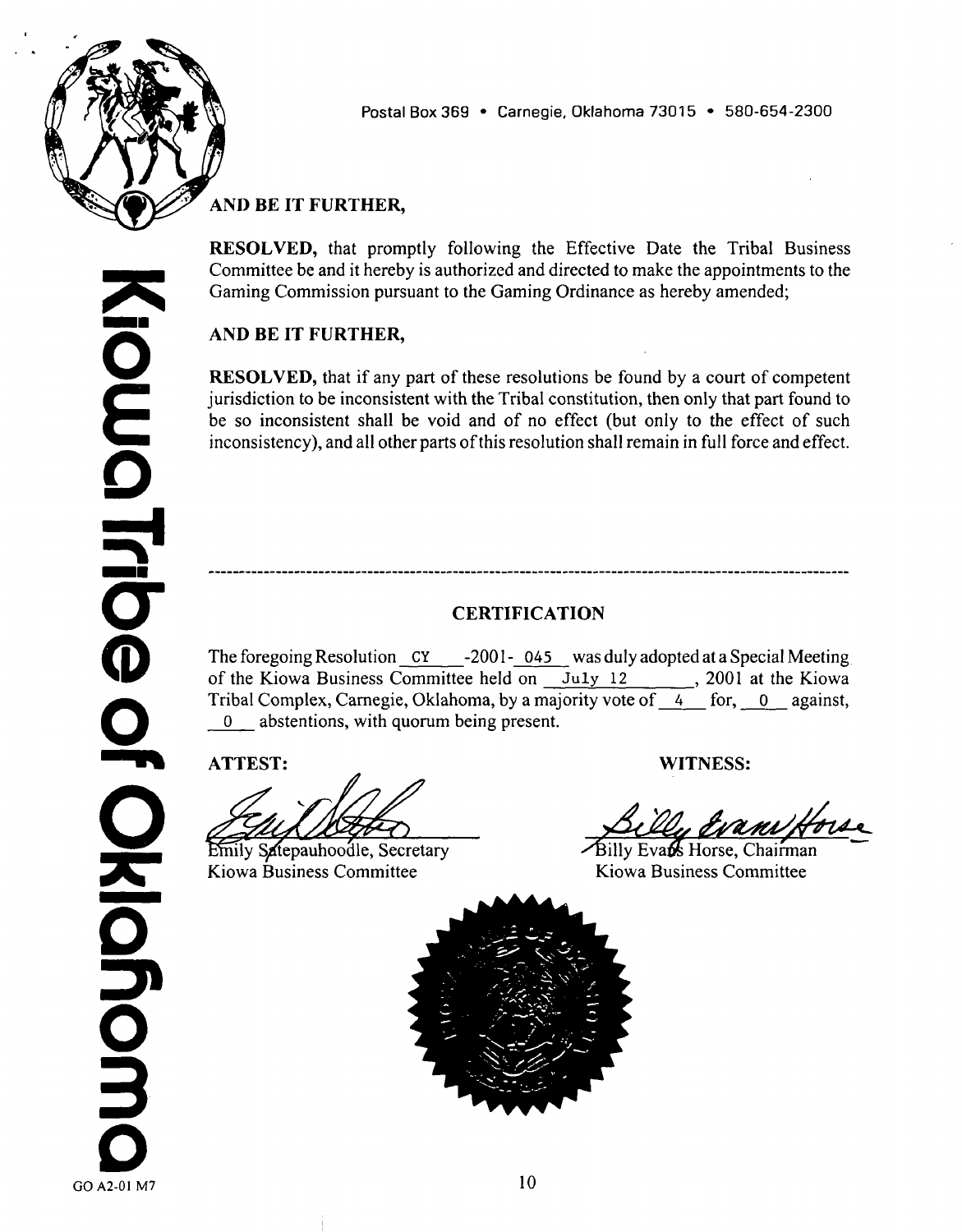Postal Box 369 • Carnegie, Oklahoma 73015 • 580-654-2300

**AND BE IT FURTHER,**

**RESOLVED,** that promptly following the Effective Date the Tribal Business Committee be and it hereby is authorized and directed to make the appointments to the Gaming Commission pursuant to the Gaming Ordinance as hereby amended;

**AND BE IT FURTHER,**

**RESOLVED,** that if any part of these resolutions be found by a court of competent jurisdiction to be inconsistent with the Tribal constitution, then only that part found to be so inconsistent shall be void and of no effect (but only to the effect of such inconsistency), and all other parts of this resolution shall remain in full force and effect.

---

## CERTIFICATION

The foregoing Resolution CY -2001- 045 was duly adopted at a Special Meeting of the Kiowa Business Committee held on July 12, 2001 at the Kiowa Tribal Complex, Carnegie, Oklahoma, by a majority vote of 4 for, 0 against, 0 abstentions, with quorum being present.

**ATTEST:**

Emily Satepauhoodle, Secretary
Kiowa Business Committee

**WITNESS:**

Billy Evans Horse, Chairman
Kiowa Business Committee

GO A2-01 M7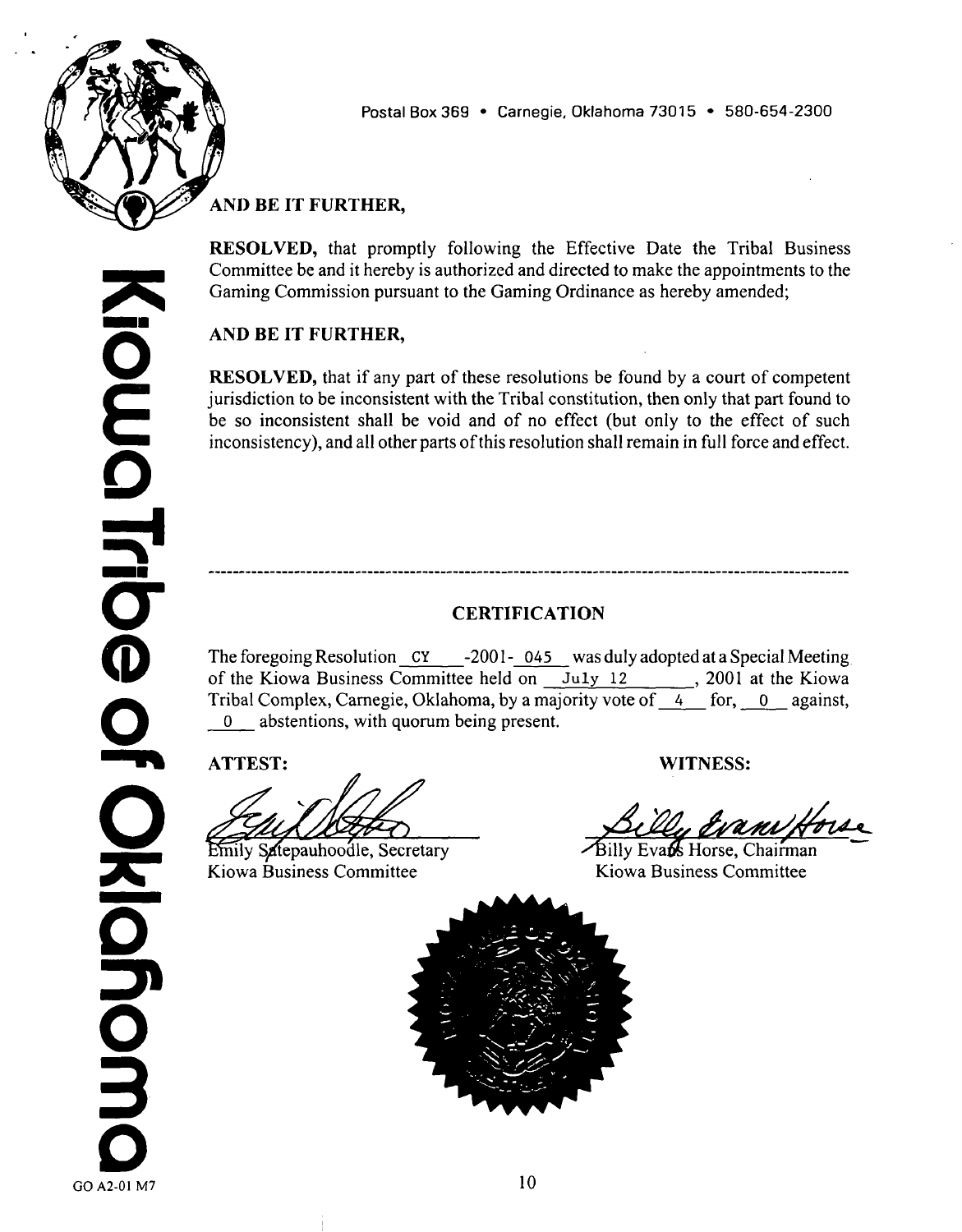Postal Box 369 • Carnegie, Oklahoma 73015 • 580-654-2300

**Kiowa Tribe of Oklahoma**

**AND BE IT FURTHER,**

**RESOLVED,** that promptly following the Effective Date the Tribal Business Committee be and it hereby is authorized and directed to make the appointments to the Gaming Commission pursuant to the Gaming Ordinance as hereby amended;

**AND BE IT FURTHER,**

**RESOLVED,** that if any part of these resolutions be found by a court of competent jurisdiction to be inconsistent with the Tribal constitution, then only that part found to be so inconsistent shall be void and of no effect (but only to the effect of such inconsistency), and all other parts of this resolution shall remain in full force and effect.

---

## CERTIFICATION

The foregoing Resolution CY -2001- 045 was duly adopted at a Special Meeting of the Kiowa Business Committee held on July 12, 2001 at the Kiowa Tribal Complex, Carnegie, Oklahoma, by a majority vote of 4 for, 0 against, 0 abstentions, with quorum being present.

**ATTEST:**

Emily Satepauhoodle, Secretary
Kiowa Business Committee

**WITNESS:**

Billy Evans Horse, Chairman
Kiowa Business Committee

GO A2-01 M7